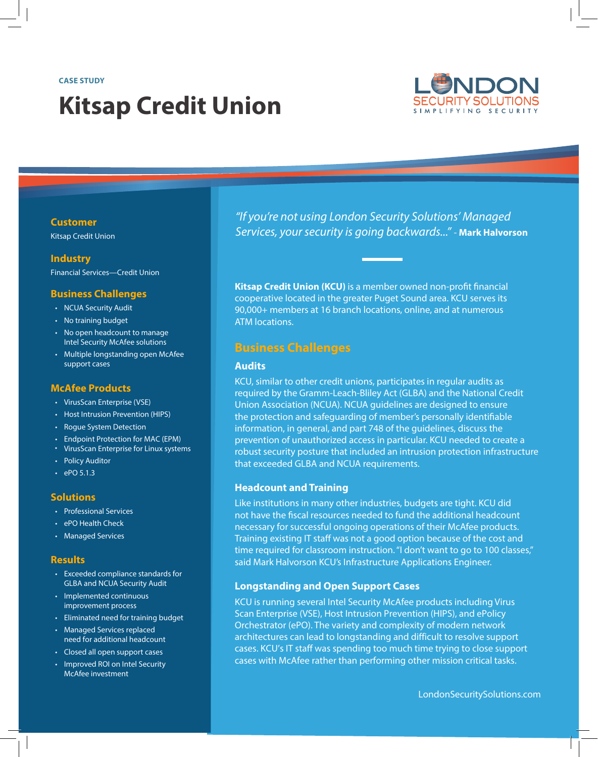CASE STUDY

# Kitsap Credit Union

LONDON SECURITY SOLUTIONS
SIMPLIFYING SECURITY

## Customer

Kitsap Credit Union

## Industry

Financial Services—Credit Union

## Business Challenges

- NCUA Security Audit
- No training budget
- No open headcount to manage Intel Security McAfee solutions
- Multiple longstanding open McAfee support cases

## McAfee Products

- VirusScan Enterprise (VSE)
- Host Intrusion Prevention (HIPS)
- Rogue System Detection
- Endpoint Protection for MAC (EPM)
- VirusScan Enterprise for Linux systems
- Policy Auditor
- ePO 5.1.3

## Solutions

- Professional Services
- ePO Health Check
- Managed Services

## Results

- Exceeded compliance standards for GLBA and NCUA Security Audit
- Implemented continuous improvement process
- Eliminated need for training budget
- Managed Services replaced need for additional headcount
- Closed all open support cases
- Improved ROI on Intel Security McAfee investment

*"If you're not using London Security Solutions' Managed Services, your security is going backwards..."* - **Mark Halvorson**

**Kitsap Credit Union (KCU)** is a member owned non-profit financial cooperative located in the greater Puget Sound area. KCU serves its 90,000+ members at 16 branch locations, online, and at numerous ATM locations.

## Business Challenges

### Audits

KCU, similar to other credit unions, participates in regular audits as required by the Gramm-Leach-Bliley Act (GLBA) and the National Credit Union Association (NCUA). NCUA guidelines are designed to ensure the protection and safeguarding of member's personally identifiable information, in general, and part 748 of the guidelines, discuss the prevention of unauthorized access in particular. KCU needed to create a robust security posture that included an intrusion protection infrastructure that exceeded GLBA and NCUA requirements.

### Headcount and Training

Like institutions in many other industries, budgets are tight. KCU did not have the fiscal resources needed to fund the additional headcount necessary for successful ongoing operations of their McAfee products. Training existing IT staff was not a good option because of the cost and time required for classroom instruction. "I don't want to go to 100 classes," said Mark Halvorson KCU's Infrastructure Applications Engineer.

### Longstanding and Open Support Cases

KCU is running several Intel Security McAfee products including Virus Scan Enterprise (VSE), Host Intrusion Prevention (HIPS), and ePolicy Orchestrator (ePO). The variety and complexity of modern network architectures can lead to longstanding and difficult to resolve support cases. KCU's IT staff was spending too much time trying to close support cases with McAfee rather than performing other mission critical tasks.

LondonSecuritySolutions.com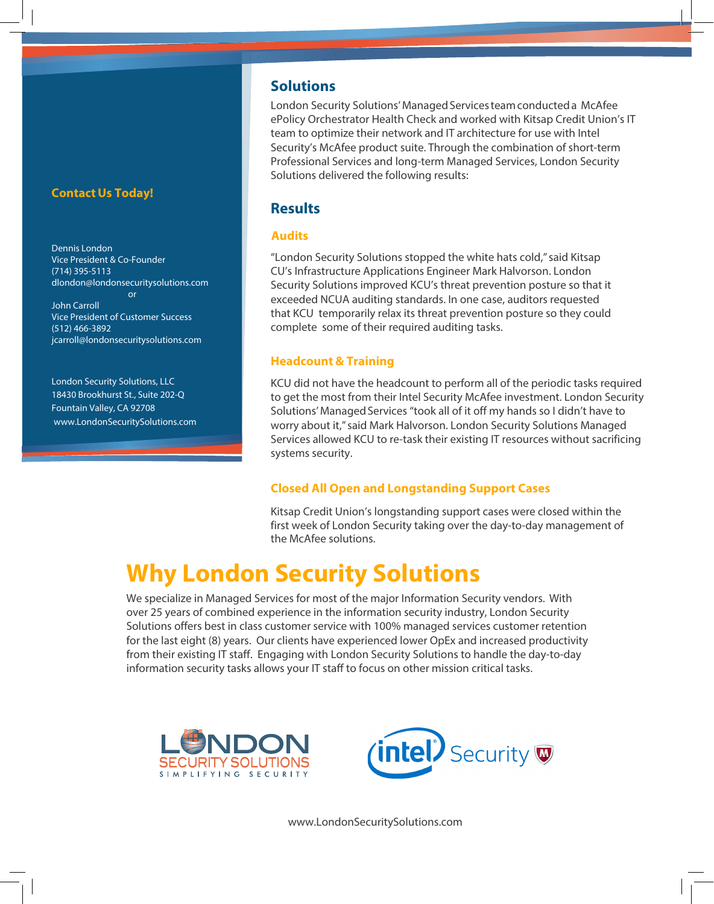## Solutions

London Security Solutions' Managed Services team conducted a McAfee ePolicy Orchestrator Health Check and worked with Kitsap Credit Union's IT team to optimize their network and IT architecture for use with Intel Security's McAfee product suite. Through the combination of short-term Professional Services and long-term Managed Services, London Security Solutions delivered the following results:

## Results

### Audits

"London Security Solutions stopped the white hats cold," said Kitsap CU's Infrastructure Applications Engineer Mark Halvorson. London Security Solutions improved KCU's threat prevention posture so that it exceeded NCUA auditing standards. In one case, auditors requested that KCU temporarily relax its threat prevention posture so they could complete some of their required auditing tasks.

### Headcount & Training

KCU did not have the headcount to perform all of the periodic tasks required to get the most from their Intel Security McAfee investment. London Security Solutions' Managed Services "took all of it off my hands so I didn't have to worry about it," said Mark Halvorson. London Security Solutions Managed Services allowed KCU to re-task their existing IT resources without sacrificing systems security.

### Closed All Open and Longstanding Support Cases

Kitsap Credit Union's longstanding support cases were closed within the first week of London Security taking over the day-to-day management of the McAfee solutions.

**Contact Us Today!**

Dennis London
Vice President & Co-Founder
(714) 395-5113
dlondon@londonsecuritysolutions.com

or

John Carroll
Vice President of Customer Success
(512) 466-3892
jcarroll@londonsecuritysolutions.com

London Security Solutions, LLC
18430 Brookhurst St., Suite 202-Q
Fountain Valley, CA 92708
www.LondonSecuritySolutions.com

# Why London Security Solutions

We specialize in Managed Services for most of the major Information Security vendors. With over 25 years of combined experience in the information security industry, London Security Solutions offers best in class customer service with 100% managed services customer retention for the last eight (8) years. Our clients have experienced lower OpEx and increased productivity from their existing IT staff. Engaging with London Security Solutions to handle the day-to-day information security tasks allows your IT staff to focus on other mission critical tasks.

LONDON SECURITY SOLUTIONS
SIMPLIFYING SECURITY

intel Security

www.LondonSecuritySolutions.com